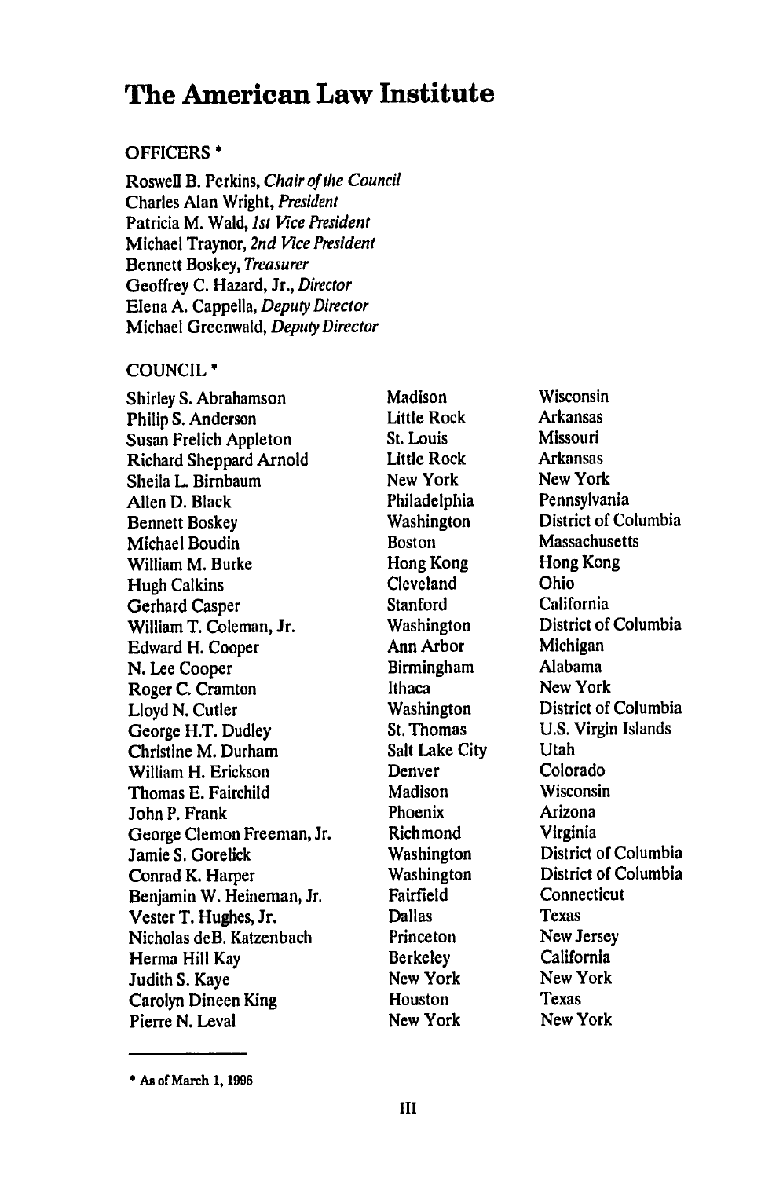# The American Law Institute

## OFFICERS *

Roswell B. Perkins, *Chair of the Council*
Charles Alan Wright, *President*
Patricia M. Wald, *1st Vice President*
Michael Traynor, *2nd Vice President*
Bennett Boskey, *Treasurer*
Geoffrey C. Hazard, Jr., *Director*
Elena A. Cappella, *Deputy Director*
Michael Greenwald, *Deputy Director*

## COUNCIL *

| | | |
|---|---|---|
| Shirley S. Abrahamson | Madison | Wisconsin |
| Philip S. Anderson | Little Rock | Arkansas |
| Susan Frelich Appleton | St. Louis | Missouri |
| Richard Sheppard Arnold | Little Rock | Arkansas |
| Sheila L. Birnbaum | New York | New York |
| Allen D. Black | Philadelphia | Pennsylvania |
| Bennett Boskey | Washington | District of Columbia |
| Michael Boudin | Boston | Massachusetts |
| William M. Burke | Hong Kong | Hong Kong |
| Hugh Calkins | Cleveland | Ohio |
| Gerhard Casper | Stanford | California |
| William T. Coleman, Jr. | Washington | District of Columbia |
| Edward H. Cooper | Ann Arbor | Michigan |
| N. Lee Cooper | Birmingham | Alabama |
| Roger C. Cramton | Ithaca | New York |
| Lloyd N. Cutler | Washington | District of Columbia |
| George H.T. Dudley | St. Thomas | U.S. Virgin Islands |
| Christine M. Durham | Salt Lake City | Utah |
| William H. Erickson | Denver | Colorado |
| Thomas E. Fairchild | Madison | Wisconsin |
| John P. Frank | Phoenix | Arizona |
| George Clemon Freeman, Jr. | Richmond | Virginia |
| Jamie S. Gorelick | Washington | District of Columbia |
| Conrad K. Harper | Washington | District of Columbia |
| Benjamin W. Heineman, Jr. | Fairfield | Connecticut |
| Vester T. Hughes, Jr. | Dallas | Texas |
| Nicholas deB. Katzenbach | Princeton | New Jersey |
| Herma Hill Kay | Berkeley | California |
| Judith S. Kaye | New York | New York |
| Carolyn Dineen King | Houston | Texas |
| Pierre N. Leval | New York | New York |

---

* As of March 1, 1996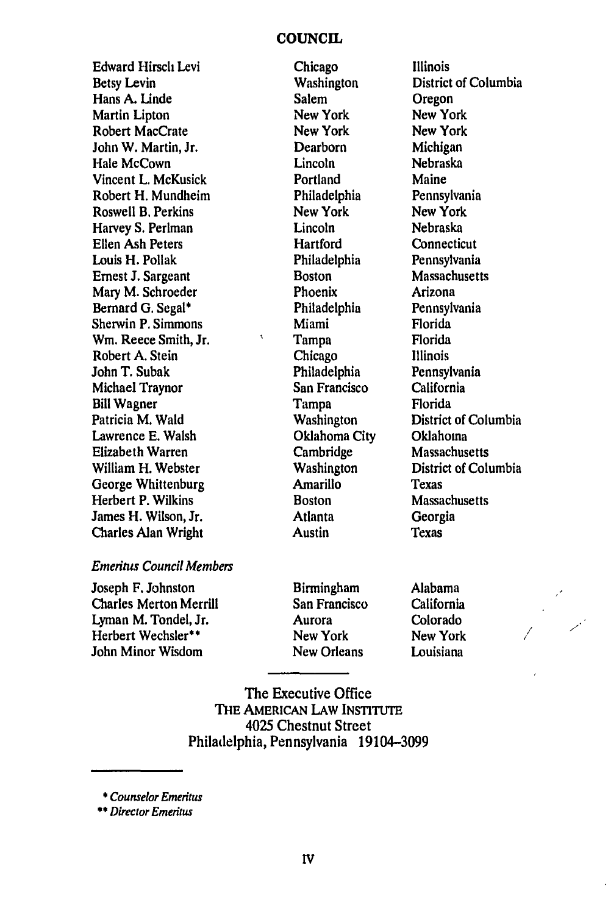## COUNCIL

| | | |
|---|---|---|
| Edward Hirsch Levi | Chicago | Illinois |
| Betsy Levin | Washington | District of Columbia |
| Hans A. Linde | Salem | Oregon |
| Martin Lipton | New York | New York |
| Robert MacCrate | New York | New York |
| John W. Martin, Jr. | Dearborn | Michigan |
| Hale McCown | Lincoln | Nebraska |
| Vincent L. McKusick | Portland | Maine |
| Robert H. Mundheim | Philadelphia | Pennsylvania |
| Roswell B. Perkins | New York | New York |
| Harvey S. Perlman | Lincoln | Nebraska |
| Ellen Ash Peters | Hartford | Connecticut |
| Louis H. Pollak | Philadelphia | Pennsylvania |
| Ernest J. Sargeant | Boston | Massachusetts |
| Mary M. Schroeder | Phoenix | Arizona |
| Bernard G. Segal* | Philadelphia | Pennsylvania |
| Sherwin P. Simmons | Miami | Florida |
| Wm. Reece Smith, Jr. | Tampa | Florida |
| Robert A. Stein | Chicago | Illinois |
| John T. Subak | Philadelphia | Pennsylvania |
| Michael Traynor | San Francisco | California |
| Bill Wagner | Tampa | Florida |
| Patricia M. Wald | Washington | District of Columbia |
| Lawrence E. Walsh | Oklahoma City | Oklahoma |
| Elizabeth Warren | Cambridge | Massachusetts |
| William H. Webster | Washington | District of Columbia |
| George Whittenburg | Amarillo | Texas |
| Herbert P. Wilkins | Boston | Massachusetts |
| James H. Wilson, Jr. | Atlanta | Georgia |
| Charles Alan Wright | Austin | Texas |

*Emeritus Council Members*

| | | |
|---|---|---|
| Joseph F. Johnston | Birmingham | Alabama |
| Charles Merton Merrill | San Francisco | California |
| Lyman M. Tondel, Jr. | Aurora | Colorado |
| Herbert Wechsler** | New York | New York |
| John Minor Wisdom | New Orleans | Louisiana |

The Executive Office
THE AMERICAN LAW INSTITUTE
4025 Chestnut Street
Philadelphia, Pennsylvania 19104-3099

\* *Counselor Emeritus*

\*\* *Director Emeritus*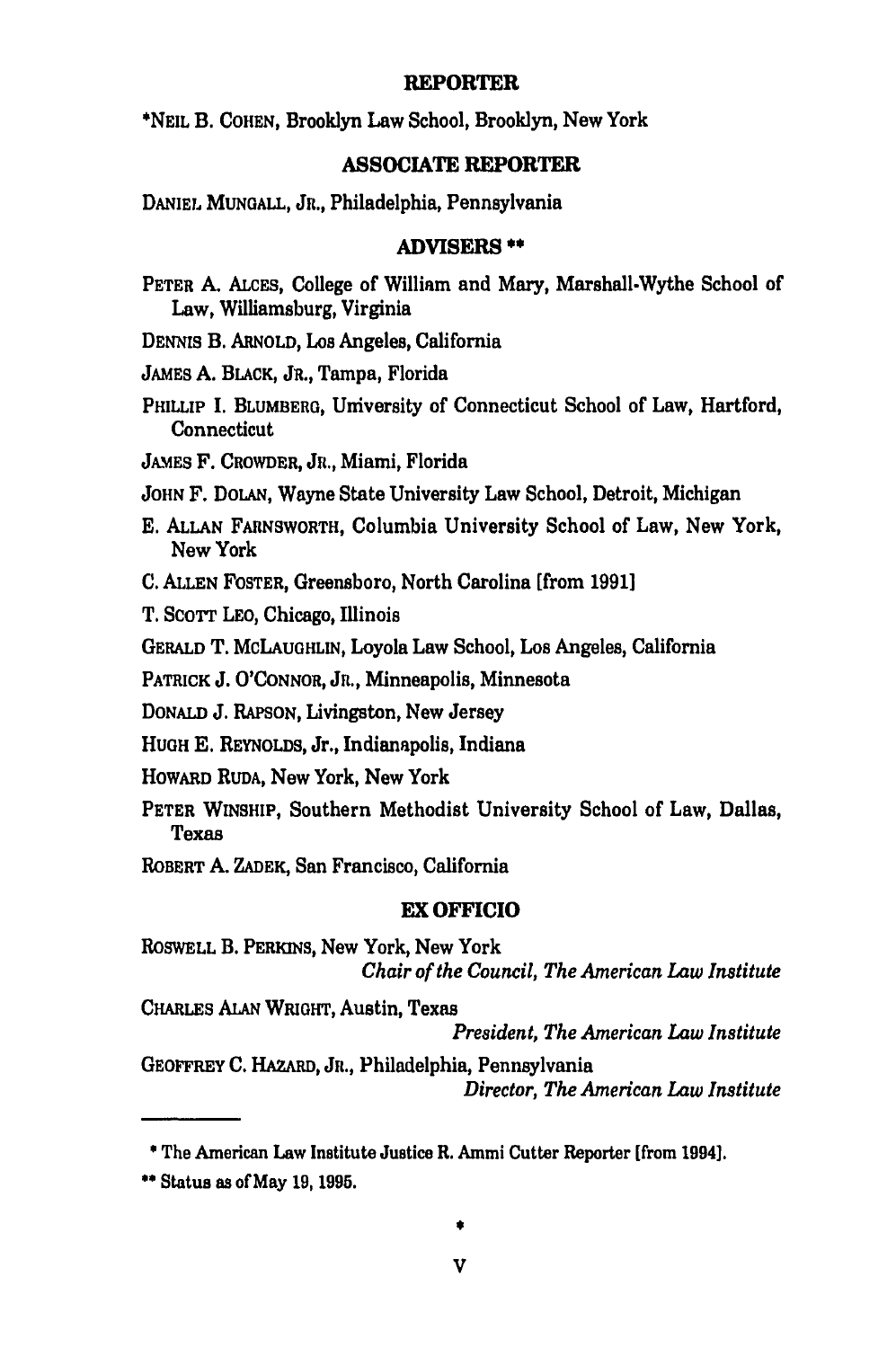## REPORTER

*NEIL B. COHEN, Brooklyn Law School, Brooklyn, New York

## ASSOCIATE REPORTER

DANIEL MUNGALL, JR., Philadelphia, Pennsylvania

## ADVISERS **

PETER A. ALCES, College of William and Mary, Marshall-Wythe School of Law, Williamsburg, Virginia

DENNIS B. ARNOLD, Los Angeles, California

JAMES A. BLACK, JR., Tampa, Florida

PHILLIP I. BLUMBERG, University of Connecticut School of Law, Hartford, Connecticut

JAMES F. CROWDER, JR., Miami, Florida

JOHN F. DOLAN, Wayne State University Law School, Detroit, Michigan

E. ALLAN FARNSWORTH, Columbia University School of Law, New York, New York

C. ALLEN FOSTER, Greensboro, North Carolina [from 1991]

T. SCOTT LEO, Chicago, Illinois

GERALD T. MCLAUGHLIN, Loyola Law School, Los Angeles, California

PATRICK J. O'CONNOR, JR., Minneapolis, Minnesota

DONALD J. RAPSON, Livingston, New Jersey

HUGH E. REYNOLDS, Jr., Indianapolis, Indiana

HOWARD RUDA, New York, New York

PETER WINSHIP, Southern Methodist University School of Law, Dallas, Texas

ROBERT A. ZADEK, San Francisco, California

## EX OFFICIO

ROSWELL B. PERKINS, New York, New York
*Chair of the Council, The American Law Institute*

CHARLES ALAN WRIGHT, Austin, Texas
*President, The American Law Institute*

GEOFFREY C. HAZARD, JR., Philadelphia, Pennsylvania
*Director, The American Law Institute*

---

* The American Law Institute Justice R. Ammi Cutter Reporter [from 1994].

** Status as of May 19, 1995.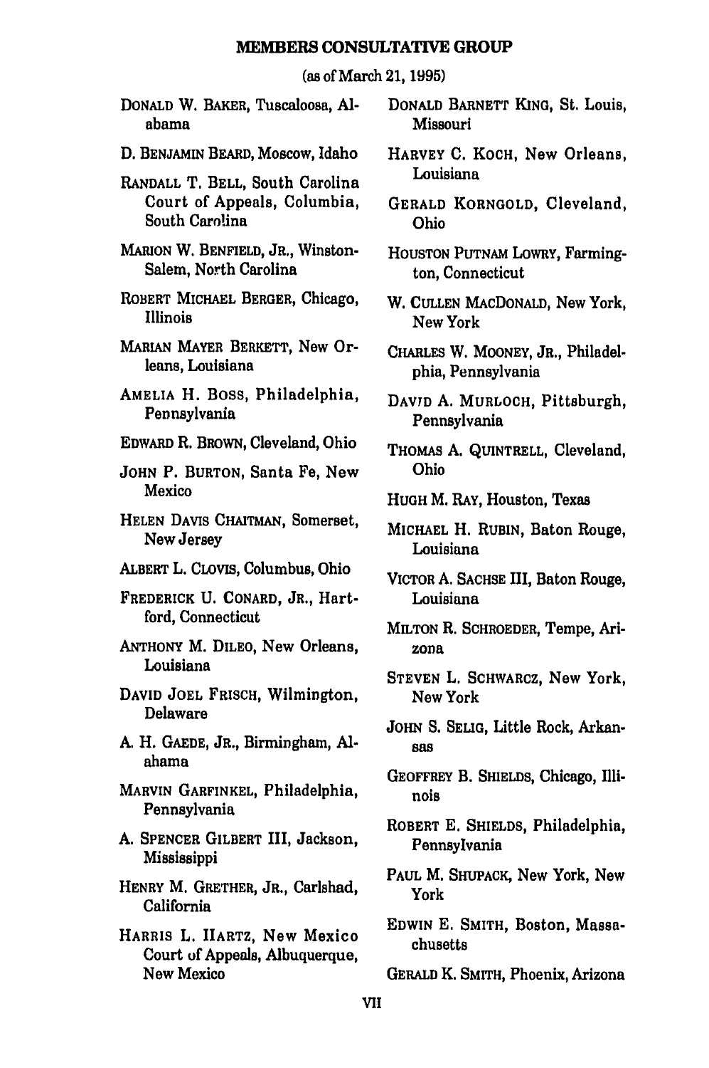# MEMBERS CONSULTATIVE GROUP

(as of March 21, 1995)

DONALD W. BAKER, Tuscaloosa, Alabama

D. BENJAMIN BEARD, Moscow, Idaho

RANDALL T. BELL, South Carolina Court of Appeals, Columbia, South Carolina

MARION W. BENFIELD, JR., Winston-Salem, North Carolina

ROBERT MICHAEL BERGER, Chicago, Illinois

MARIAN MAYER BERKETT, New Orleans, Louisiana

AMELIA H. BOSS, Philadelphia, Pennsylvania

EDWARD R. BROWN, Cleveland, Ohio

JOHN P. BURTON, Santa Fe, New Mexico

HELEN DAVIS CHAITMAN, Somerset, New Jersey

ALBERT L. CLOVIS, Columbus, Ohio

FREDERICK U. CONARD, JR., Hartford, Connecticut

ANTHONY M. DILEO, New Orleans, Louisiana

DAVID JOEL FRISCH, Wilmington, Delaware

A. H. GAEDE, JR., Birmingham, Alabama

MARVIN GARFINKEL, Philadelphia, Pennsylvania

A. SPENCER GILBERT III, Jackson, Mississippi

HENRY M. GRETHER, JR., Carlshad, California

HARRIS L. HARTZ, New Mexico Court of Appeals, Albuquerque, New Mexico

DONALD BARNETT KING, St. Louis, Missouri

HARVEY C. KOCH, New Orleans, Louisiana

GERALD KORNGOLD, Cleveland, Ohio

HOUSTON PUTNAM LOWRY, Farmington, Connecticut

W. CULLEN MACDONALD, New York, New York

CHARLES W. MOONEY, JR., Philadelphia, Pennsylvania

DAVID A. MURLOCH, Pittsburgh, Pennsylvania

THOMAS A. QUINTRELL, Cleveland, Ohio

HUGH M. RAY, Houston, Texas

MICHAEL H. RUBIN, Baton Rouge, Louisiana

VICTOR A. SACHSE III, Baton Rouge, Louisiana

MILTON R. SCHROEDER, Tempe, Arizona

STEVEN L. SCHWARCZ, New York, New York

JOHN S. SELIG, Little Rock, Arkansas

GEOFFREY B. SHIELDS, Chicago, Illinois

ROBERT E. SHIELDS, Philadelphia, Pennsylvania

PAUL M. SHUPACK, New York, New York

EDWIN E. SMITH, Boston, Massachusetts

GERALD K. SMITH, Phoenix, Arizona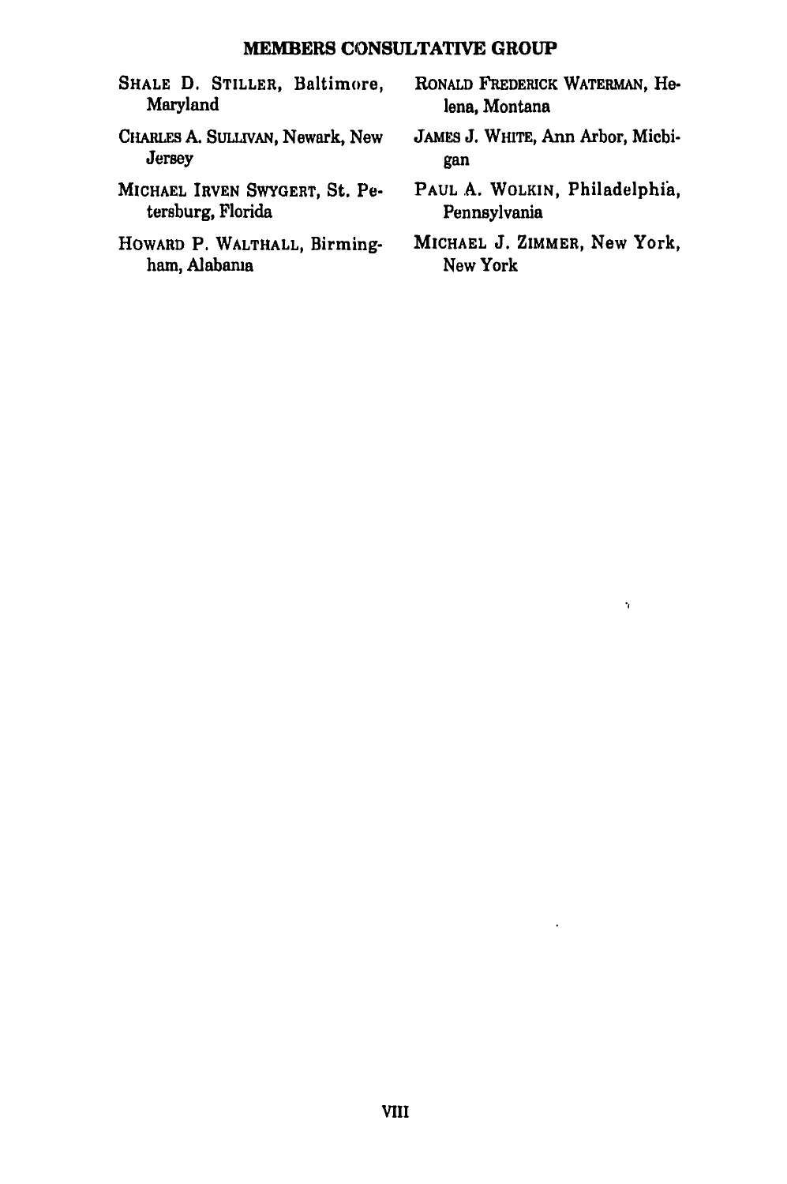## MEMBERS CONSULTATIVE GROUP

SHALE D. STILLER, Baltimore, Maryland

CHARLES A. SULLIVAN, Newark, New Jersey

MICHAEL IRVEN SWYGERT, St. Petersburg, Florida

HOWARD P. WALTHALL, Birmingham, Alabama

RONALD FREDERICK WATERMAN, Helena, Montana

JAMES J. WHITE, Ann Arbor, Michigan

PAUL A. WOLKIN, Philadelphia, Pennsylvania

MICHAEL J. ZIMMER, New York, New York